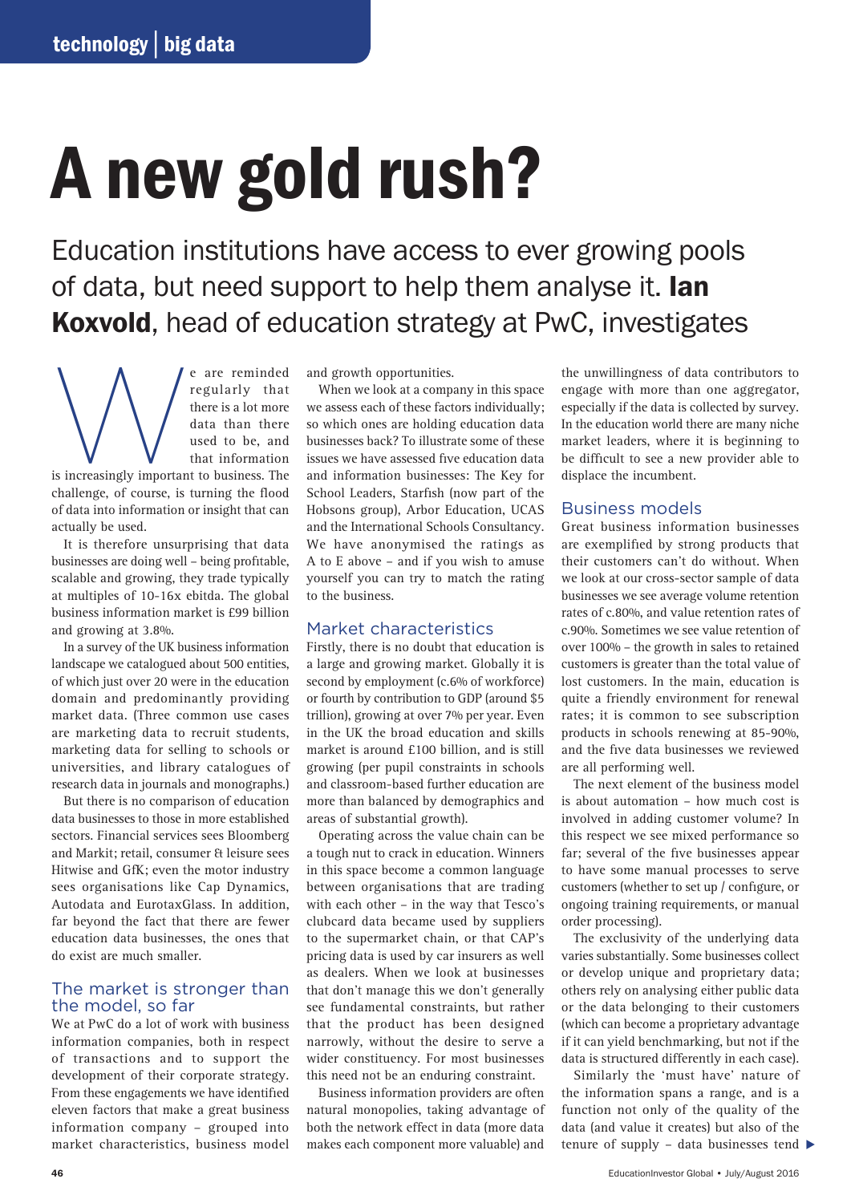technology | big data

# A new gold rush?

Education institutions have access to ever growing pools of data, but need support to help them analyse it. **Ian Koxvold**, head of education strategy at PwC, investigates

We are reminded regularly that there is a lot more data than there used to be, and that information is increasingly important to business. The challenge, of course, is turning the flood of data into information or insight that can actually be used.

It is therefore unsurprising that data businesses are doing well – being profitable, scalable and growing, they trade typically at multiples of 10-16x ebitda. The global business information market is £99 billion and growing at 3.8%.

In a survey of the UK business information landscape we catalogued about 500 entities, of which just over 20 were in the education domain and predominantly providing market data. (Three common use cases are marketing data to recruit students, marketing data for selling to schools or universities, and library catalogues of research data in journals and monographs.)

But there is no comparison of education data businesses to those in more established sectors. Financial services sees Bloomberg and Markit; retail, consumer & leisure sees Hitwise and GfK; even the motor industry sees organisations like Cap Dynamics, Autodata and EurotaxGlass. In addition, far beyond the fact that there are fewer education data businesses, the ones that do exist are much smaller.

## The market is stronger than the model, so far

We at PwC do a lot of work with business information companies, both in respect of transactions and to support the development of their corporate strategy. From these engagements we have identified eleven factors that make a great business information company – grouped into market characteristics, business model and growth opportunities.

When we look at a company in this space we assess each of these factors individually; so which ones are holding education data businesses back? To illustrate some of these issues we have assessed five education data and information businesses: The Key for School Leaders, Starfish (now part of the Hobsons group), Arbor Education, UCAS and the International Schools Consultancy. We have anonymised the ratings as A to E above – and if you wish to amuse yourself you can try to match the rating to the business.

## Market characteristics

Firstly, there is no doubt that education is a large and growing market. Globally it is second by employment (c.6% of workforce) or fourth by contribution to GDP (around $5 trillion), growing at over 7% per year. Even in the UK the broad education and skills market is around £100 billion, and is still growing (per pupil constraints in schools and classroom-based further education are more than balanced by demographics and areas of substantial growth).

Operating across the value chain can be a tough nut to crack in education. Winners in this space become a common language between organisations that are trading with each other – in the way that Tesco's clubcard data became used by suppliers to the supermarket chain, or that CAP's pricing data is used by car insurers as well as dealers. When we look at businesses that don't manage this we don't generally see fundamental constraints, but rather that the product has been designed narrowly, without the desire to serve a wider constituency. For most businesses this need not be an enduring constraint.

Business information providers are often natural monopolies, taking advantage of both the network effect in data (more data makes each component more valuable) and the unwillingness of data contributors to engage with more than one aggregator, especially if the data is collected by survey. In the education world there are many niche market leaders, where it is beginning to be difficult to see a new provider able to displace the incumbent.

## Business models

Great business information businesses are exemplified by strong products that their customers can't do without. When we look at our cross-sector sample of data businesses we see average volume retention rates of c.80%, and value retention rates of c.90%. Sometimes we see value retention of over 100% – the growth in sales to retained customers is greater than the total value of lost customers. In the main, education is quite a friendly environment for renewal rates; it is common to see subscription products in schools renewing at 85-90%, and the five data businesses we reviewed are all performing well.

The next element of the business model is about automation – how much cost is involved in adding customer volume? In this respect we see mixed performance so far; several of the five businesses appear to have some manual processes to serve customers (whether to set up / configure, or ongoing training requirements, or manual order processing).

The exclusivity of the underlying data varies substantially. Some businesses collect or develop unique and proprietary data; others rely on analysing either public data or the data belonging to their customers (which can become a proprietary advantage if it can yield benchmarking, but not if the data is structured differently in each case).

Similarly the 'must have' nature of the information spans a range, and is a function not only of the quality of the data (and value it creates) but also of the tenure of supply – data businesses tend ▶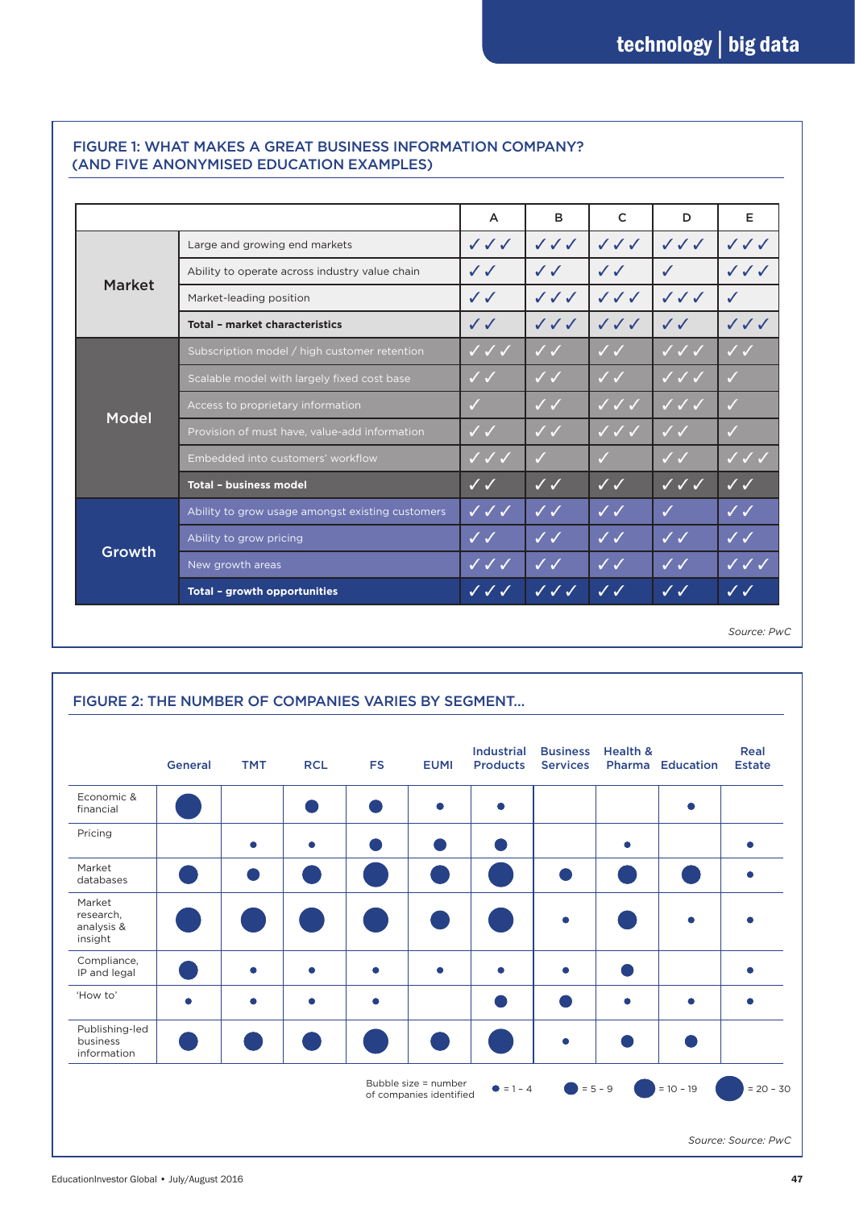## FIGURE 1: WHAT MAKES A GREAT BUSINESS INFORMATION COMPANY? (AND FIVE ANONYMISED EDUCATION EXAMPLES)

| | | A | B | C | D | E |
|---|---|---|---|---|---|---|
| Market | Large and growing end markets | ✓✓✓ | ✓✓✓ | ✓✓✓ | ✓✓✓ | ✓✓✓ |
| | Ability to operate across industry value chain | ✓✓ | ✓✓ | ✓✓ | ✓ | ✓✓✓ |
| | Market-leading position | ✓✓ | ✓✓✓ | ✓✓✓ | ✓✓✓ | ✓ |
| | **Total – market characteristics** | ✓✓ | ✓✓✓ | ✓✓✓ | ✓✓ | ✓✓✓ |
| Model | Subscription model / high customer retention | ✓✓✓ | ✓✓ | ✓✓ | ✓✓✓ | ✓✓ |
| | Scalable model with largely fixed cost base | ✓✓ | ✓✓ | ✓✓ | ✓✓✓ | ✓ |
| | Access to proprietary information | ✓ | ✓✓ | ✓✓✓ | ✓✓✓ | ✓ |
| | Provision of must have, value-add information | ✓✓ | ✓✓ | ✓✓✓ | ✓✓ | ✓ |
| | Embedded into customers' workflow | ✓✓✓ | ✓ | ✓ | ✓✓ | ✓✓✓ |
| | **Total – business model** | ✓✓ | ✓✓ | ✓✓ | ✓✓✓ | ✓✓ |
| Growth | Ability to grow usage amongst existing customers | ✓✓✓ | ✓✓ | ✓✓ | ✓ | ✓✓ |
| | Ability to grow pricing | ✓✓ | ✓✓ | ✓✓ | ✓✓ | ✓✓ |
| | New growth areas | ✓✓✓ | ✓✓ | ✓✓ | ✓✓ | ✓✓✓ |
| | **Total – growth opportunities** | ✓✓✓ | ✓✓✓ | ✓✓ | ✓✓ | ✓✓ |

*Source: PwC*

## FIGURE 2: THE NUMBER OF COMPANIES VARIES BY SEGMENT...

| | General | TMT | RCL | FS | EUMI | Industrial Products | Business Services | Health & Pharma | Education | Real Estate |
|---|---|---|---|---|---|---|---|---|---|---|
| Economic & financial | 20 – 30 | | 5 – 9 | 5 – 9 | 1 – 4 | 1 – 4 | | | 1 – 4 | |
| Pricing | | 1 – 4 | 1 – 4 | 5 – 9 | 5 – 9 | 5 – 9 | | 1 – 4 | | 1 – 4 |
| Market databases | 10 – 19 | 5 – 9 | 10 – 19 | 20 – 30 | 10 – 19 | 20 – 30 | 5 – 9 | 10 – 19 | 10 – 19 | 1 – 4 |
| Market research, analysis & insight | 20 – 30 | 20 – 30 | 20 – 30 | 20 – 30 | 10 – 19 | 20 – 30 | 1 – 4 | 10 – 19 | 1 – 4 | 1 – 4 |
| Compliance, IP and legal | 10 – 19 | 1 – 4 | 1 – 4 | 1 – 4 | 1 – 4 | 1 – 4 | 1 – 4 | 5 – 9 | | 1 – 4 |
| 'How to' | 1 – 4 | 1 – 4 | 1 – 4 | 1 – 4 | | 5 – 9 | 5 – 9 | 1 – 4 | 1 – 4 | 1 – 4 |
| Publishing-led business information | 10 – 19 | 10 – 19 | 10 – 19 | 20 – 30 | 10 – 19 | 20 – 30 | 1 – 4 | 5 – 9 | 5 – 9 | |

Bubble size = number of companies identified: = 1 – 4; = 5 – 9; = 10 – 19; = 20 – 30

*Source: Source: PwC*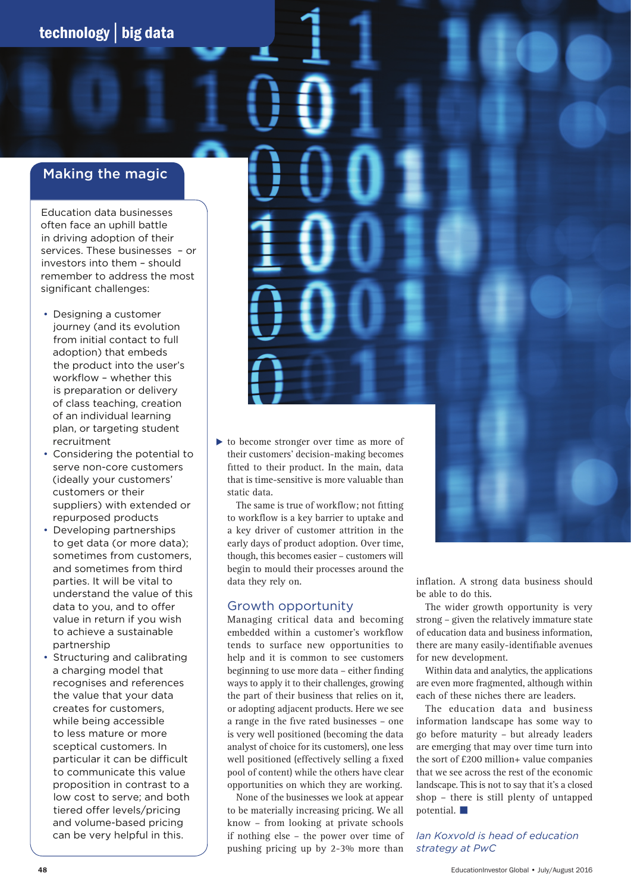## Making the magic

Education data businesses often face an uphill battle in driving adoption of their services. These businesses – or investors into them – should remember to address the most significant challenges:

- Designing a customer journey (and its evolution from initial contact to full adoption) that embeds the product into the user's workflow – whether this is preparation or delivery of class teaching, creation of an individual learning plan, or targeting student recruitment
- Considering the potential to serve non-core customers (ideally your customers' customers or their suppliers) with extended or repurposed products
- Developing partnerships to get data (or more data); sometimes from customers, and sometimes from third parties. It will be vital to understand the value of this data to you, and to offer value in return if you wish to achieve a sustainable partnership
- Structuring and calibrating a charging model that recognises and references the value that your data creates for customers, while being accessible to less mature or more sceptical customers. In particular it can be difficult to communicate this value proposition in contrast to a low cost to serve; and both tiered offer levels/pricing and volume-based pricing can be very helpful in this.

to become stronger over time as more of their customers' decision-making becomes fitted to their product. In the main, data that is time-sensitive is more valuable than static data.

The same is true of workflow; not fitting to workflow is a key barrier to uptake and a key driver of customer attrition in the early days of product adoption. Over time, though, this becomes easier – customers will begin to mould their processes around the data they rely on.

## Growth opportunity

Managing critical data and becoming embedded within a customer's workflow tends to surface new opportunities to help and it is common to see customers beginning to use more data – either finding ways to apply it to their challenges, growing the part of their business that relies on it, or adopting adjacent products. Here we see a range in the five rated businesses – one is very well positioned (becoming the data analyst of choice for its customers), one less well positioned (effectively selling a fixed pool of content) while the others have clear opportunities on which they are working.

None of the businesses we look at appear to be materially increasing pricing. We all know – from looking at private schools if nothing else – the power over time of pushing pricing up by 2-3% more than inflation. A strong data business should be able to do this.

The wider growth opportunity is very strong – given the relatively immature state of education data and business information, there are many easily-identifiable avenues for new development.

Within data and analytics, the applications are even more fragmented, although within each of these niches there are leaders.

The education data and business information landscape has some way to go before maturity – but already leaders are emerging that may over time turn into the sort of £200 million+ value companies that we see across the rest of the economic landscape. This is not to say that it's a closed shop – there is still plenty of untapped potential. ■

*Ian Koxvold is head of education strategy at PwC*